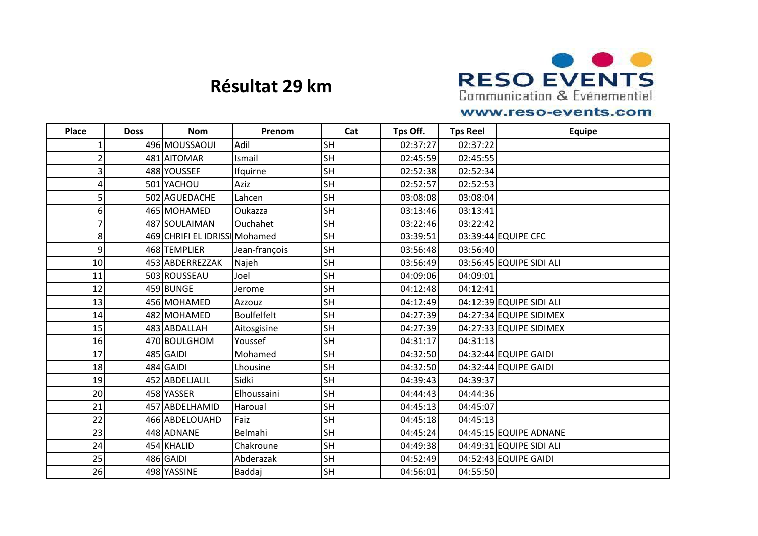# Résultat 29 km

RESO EVENTS
Communication & Evénementiel
www.reso-events.com

| Place | Doss | Nom | Prenom | Cat | Tps Off. | Tps Reel | Equipe |
|---|---|---|---|---|---|---|---|
| 1 | 496 | MOUSSAOUI | Adil | SH | 02:37:27 | 02:37:22 | |
| 2 | 481 | AITOMAR | Ismail | SH | 02:45:59 | 02:45:55 | |
| 3 | 488 | YOUSSEF | Ifquirne | SH | 02:52:38 | 02:52:34 | |
| 4 | 501 | YACHOU | Aziz | SH | 02:52:57 | 02:52:53 | |
| 5 | 502 | AGUEDACHE | Lahcen | SH | 03:08:08 | 03:08:04 | |
| 6 | 465 | MOHAMED | Oukazza | SH | 03:13:46 | 03:13:41 | |
| 7 | 487 | SOULAIMAN | Ouchahet | SH | 03:22:46 | 03:22:42 | |
| 8 | 469 | CHRIFI EL IDRISSI | Mohamed | SH | 03:39:51 | 03:39:44 | EQUIPE CFC |
| 9 | 468 | TEMPLIER | Jean-françois | SH | 03:56:48 | 03:56:40 | |
| 10 | 453 | ABDERREZZAK | Najeh | SH | 03:56:49 | 03:56:45 | EQUIPE SIDI ALI |
| 11 | 503 | ROUSSEAU | Joel | SH | 04:09:06 | 04:09:01 | |
| 12 | 459 | BUNGE | Jerome | SH | 04:12:48 | 04:12:41 | |
| 13 | 456 | MOHAMED | Azzouz | SH | 04:12:49 | 04:12:39 | EQUIPE SIDI ALI |
| 14 | 482 | MOHAMED | Boulfelfelt | SH | 04:27:39 | 04:27:34 | EQUIPE SIDIMEX |
| 15 | 483 | ABDALLAH | Aitosgisine | SH | 04:27:39 | 04:27:33 | EQUIPE SIDIMEX |
| 16 | 470 | BOULGHOM | Youssef | SH | 04:31:17 | 04:31:13 | |
| 17 | 485 | GAIDI | Mohamed | SH | 04:32:50 | 04:32:44 | EQUIPE GAIDI |
| 18 | 484 | GAIDI | Lhousine | SH | 04:32:50 | 04:32:44 | EQUIPE GAIDI |
| 19 | 452 | ABDELJALIL | Sidki | SH | 04:39:43 | 04:39:37 | |
| 20 | 458 | YASSER | Elhoussaini | SH | 04:44:43 | 04:44:36 | |
| 21 | 457 | ABDELHAMID | Haroual | SH | 04:45:13 | 04:45:07 | |
| 22 | 466 | ABDELOUAHD | Faiz | SH | 04:45:18 | 04:45:13 | |
| 23 | 448 | ADNANE | Belmahi | SH | 04:45:24 | 04:45:15 | EQUIPE ADNANE |
| 24 | 454 | KHALID | Chakroune | SH | 04:49:38 | 04:49:31 | EQUIPE SIDI ALI |
| 25 | 486 | GAIDI | Abderazak | SH | 04:52:49 | 04:52:43 | EQUIPE GAIDI |
| 26 | 498 | YASSINE | Baddaj | SH | 04:56:01 | 04:55:50 | |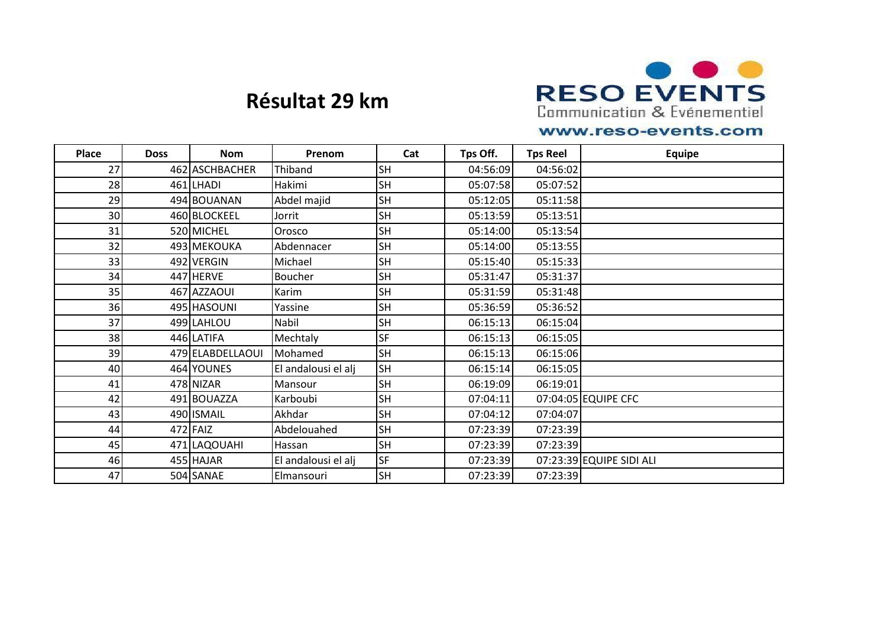# Résultat 29 km

RESO EVENTS
Communication & Evénementiel
www.reso-events.com

| Place | Doss | Nom | Prenom | Cat | Tps Off. | Tps Reel | Equipe |
|---|---|---|---|---|---|---|---|
| 27 | 462 | ASCHBACHER | Thiband | SH | 04:56:09 | 04:56:02 | |
| 28 | 461 | LHADI | Hakimi | SH | 05:07:58 | 05:07:52 | |
| 29 | 494 | BOUANAN | Abdel majid | SH | 05:12:05 | 05:11:58 | |
| 30 | 460 | BLOCKEEL | Jorrit | SH | 05:13:59 | 05:13:51 | |
| 31 | 520 | MICHEL | Orosco | SH | 05:14:00 | 05:13:54 | |
| 32 | 493 | MEKOUKA | Abdennacer | SH | 05:14:00 | 05:13:55 | |
| 33 | 492 | VERGIN | Michael | SH | 05:15:40 | 05:15:33 | |
| 34 | 447 | HERVE | Boucher | SH | 05:31:47 | 05:31:37 | |
| 35 | 467 | AZZAOUI | Karim | SH | 05:31:59 | 05:31:48 | |
| 36 | 495 | HASOUNI | Yassine | SH | 05:36:59 | 05:36:52 | |
| 37 | 499 | LAHLOU | Nabil | SH | 06:15:13 | 06:15:04 | |
| 38 | 446 | LATIFA | Mechtaly | SF | 06:15:13 | 06:15:05 | |
| 39 | 479 | ELABDELLAOUI | Mohamed | SH | 06:15:13 | 06:15:06 | |
| 40 | 464 | YOUNES | El andalousi el alj | SH | 06:15:14 | 06:15:05 | |
| 41 | 478 | NIZAR | Mansour | SH | 06:19:09 | 06:19:01 | |
| 42 | 491 | BOUAZZA | Karboubi | SH | 07:04:11 | 07:04:05 | EQUIPE CFC |
| 43 | 490 | ISMAIL | Akhdar | SH | 07:04:12 | 07:04:07 | |
| 44 | 472 | FAIZ | Abdelouahed | SH | 07:23:39 | 07:23:39 | |
| 45 | 471 | LAQOUAHI | Hassan | SH | 07:23:39 | 07:23:39 | |
| 46 | 455 | HAJAR | El andalousi el alj | SF | 07:23:39 | 07:23:39 | EQUIPE SIDI ALI |
| 47 | 504 | SANAE | Elmansouri | SH | 07:23:39 | 07:23:39 | |